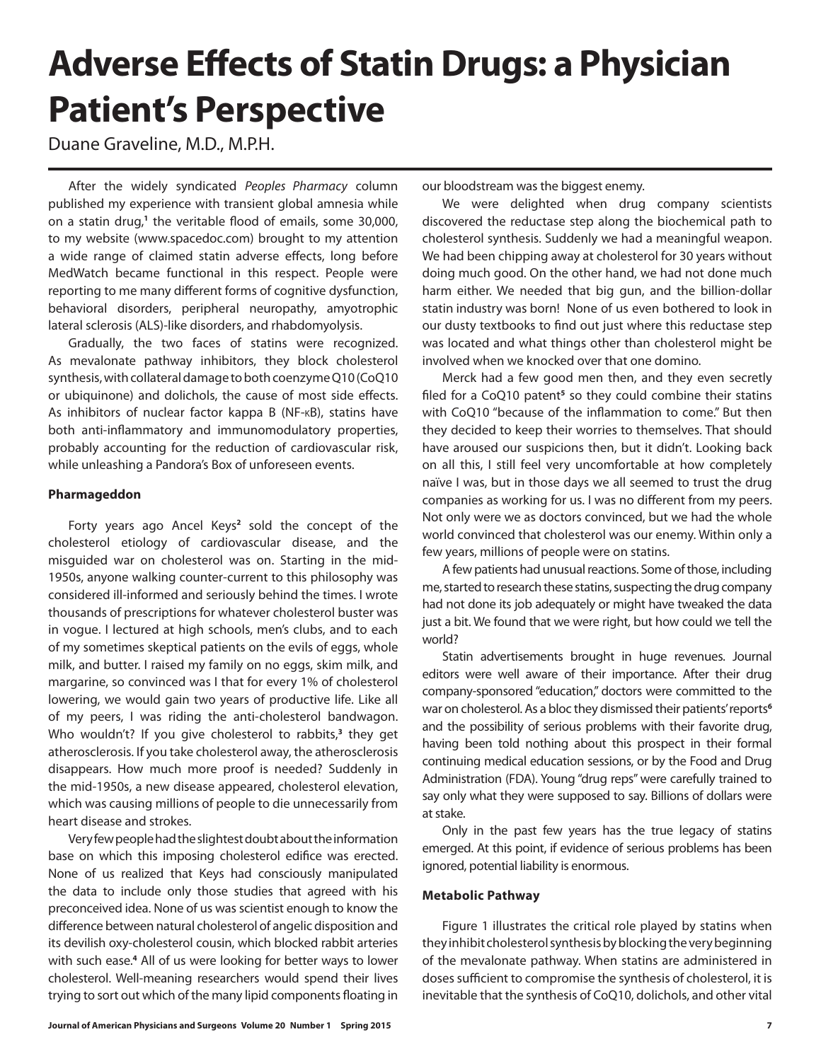# Adverse Effects of Statin Drugs: a Physician Patient's Perspective

Duane Graveline, M.D., M.P.H.

After the widely syndicated *Peoples Pharmacy* column published my experience with transient global amnesia while on a statin drug,[1] the veritable flood of emails, some 30,000, to my website (www.spacedoc.com) brought to my attention a wide range of claimed statin adverse effects, long before MedWatch became functional in this respect. People were reporting to me many different forms of cognitive dysfunction, behavioral disorders, peripheral neuropathy, amyotrophic lateral sclerosis (ALS)-like disorders, and rhabdomyolysis.

Gradually, the two faces of statins were recognized. As mevalonate pathway inhibitors, they block cholesterol synthesis, with collateral damage to both coenzyme Q10 (CoQ10 or ubiquinone) and dolichols, the cause of most side effects. As inhibitors of nuclear factor kappa B (NF-κB), statins have both anti-inflammatory and immunomodulatory properties, probably accounting for the reduction of cardiovascular risk, while unleashing a Pandora's Box of unforeseen events.

#### Pharmageddon

Forty years ago Ancel Keys[2] sold the concept of the cholesterol etiology of cardiovascular disease, and the misguided war on cholesterol was on. Starting in the mid-1950s, anyone walking counter-current to this philosophy was considered ill-informed and seriously behind the times. I wrote thousands of prescriptions for whatever cholesterol buster was in vogue. I lectured at high schools, men's clubs, and to each of my sometimes skeptical patients on the evils of eggs, whole milk, and butter. I raised my family on no eggs, skim milk, and margarine, so convinced was I that for every 1% of cholesterol lowering, we would gain two years of productive life. Like all of my peers, I was riding the anti-cholesterol bandwagon. Who wouldn't? If you give cholesterol to rabbits,[3] they get atherosclerosis. If you take cholesterol away, the atherosclerosis disappears. How much more proof is needed? Suddenly in the mid-1950s, a new disease appeared, cholesterol elevation, which was causing millions of people to die unnecessarily from heart disease and strokes.

Very few people had the slightest doubt about the information base on which this imposing cholesterol edifice was erected. None of us realized that Keys had consciously manipulated the data to include only those studies that agreed with his preconceived idea. None of us was scientist enough to know the difference between natural cholesterol of angelic disposition and its devilish oxy-cholesterol cousin, which blocked rabbit arteries with such ease.[4] All of us were looking for better ways to lower cholesterol. Well-meaning researchers would spend their lives trying to sort out which of the many lipid components floating in our bloodstream was the biggest enemy.

We were delighted when drug company scientists discovered the reductase step along the biochemical path to cholesterol synthesis. Suddenly we had a meaningful weapon. We had been chipping away at cholesterol for 30 years without doing much good. On the other hand, we had not done much harm either. We needed that big gun, and the billion-dollar statin industry was born! None of us even bothered to look in our dusty textbooks to find out just where this reductase step was located and what things other than cholesterol might be involved when we knocked over that one domino.

Merck had a few good men then, and they even secretly filed for a CoQ10 patent[5] so they could combine their statins with CoQ10 "because of the inflammation to come." But then they decided to keep their worries to themselves. That should have aroused our suspicions then, but it didn't. Looking back on all this, I still feel very uncomfortable at how completely naïve I was, but in those days we all seemed to trust the drug companies as working for us. I was no different from my peers. Not only were we as doctors convinced, but we had the whole world convinced that cholesterol was our enemy. Within only a few years, millions of people were on statins.

A few patients had unusual reactions. Some of those, including me, started to research these statins, suspecting the drug company had not done its job adequately or might have tweaked the data just a bit. We found that we were right, but how could we tell the world?

Statin advertisements brought in huge revenues. Journal editors were well aware of their importance. After their drug company-sponsored "education," doctors were committed to the war on cholesterol. As a bloc they dismissed their patients' reports[6] and the possibility of serious problems with their favorite drug, having been told nothing about this prospect in their formal continuing medical education sessions, or by the Food and Drug Administration (FDA). Young "drug reps" were carefully trained to say only what they were supposed to say. Billions of dollars were at stake.

Only in the past few years has the true legacy of statins emerged. At this point, if evidence of serious problems has been ignored, potential liability is enormous.

#### Metabolic Pathway

Figure 1 illustrates the critical role played by statins when they inhibit cholesterol synthesis by blocking the very beginning of the mevalonate pathway. When statins are administered in doses sufficient to compromise the synthesis of cholesterol, it is inevitable that the synthesis of CoQ10, dolichols, and other vital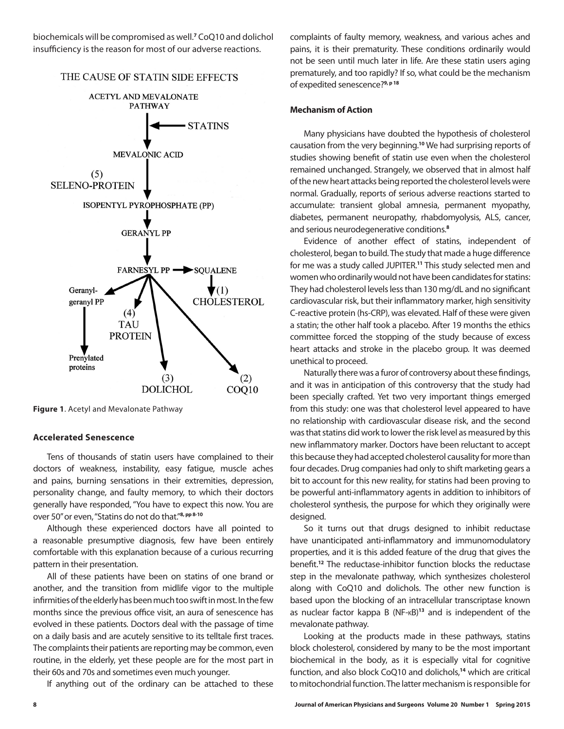biochemicals will be compromised as well.[7] CoQ10 and dolichol insufficiency is the reason for most of our adverse reactions.

THE CAUSE OF STATIN SIDE EFFECTS

**Figure 1**. Acetyl and Mevalonate Pathway

### Accelerated Senescence

Tens of thousands of statin users have complained to their doctors of weakness, instability, easy fatigue, muscle aches and pains, burning sensations in their extremities, depression, personality change, and faulty memory, to which their doctors generally have responded, "You have to expect this now. You are over 50" or even, "Statins do not do that."[8, pp 8-10]

Although these experienced doctors have all pointed to a reasonable presumptive diagnosis, few have been entirely comfortable with this explanation because of a curious recurring pattern in their presentation.

All of these patients have been on statins of one brand or another, and the transition from midlife vigor to the multiple infirmities of the elderly has been much too swift in most. In the few months since the previous office visit, an aura of senescence has evolved in these patients. Doctors deal with the passage of time on a daily basis and are acutely sensitive to its telltale first traces. The complaints their patients are reporting may be common, even routine, in the elderly, yet these people are for the most part in their 60s and 70s and sometimes even much younger.

If anything out of the ordinary can be attached to these complaints of faulty memory, weakness, and various aches and pains, it is their prematurity. These conditions ordinarily would not be seen until much later in life. Are these statin users aging prematurely, and too rapidly? If so, what could be the mechanism of expedited senescence?[9, p 18]

### Mechanism of Action

Many physicians have doubted the hypothesis of cholesterol causation from the very beginning.[10] We had surprising reports of studies showing benefit of statin use even when the cholesterol remained unchanged. Strangely, we observed that in almost half of the new heart attacks being reported the cholesterol levels were normal. Gradually, reports of serious adverse reactions started to accumulate: transient global amnesia, permanent myopathy, diabetes, permanent neuropathy, rhabdomyolysis, ALS, cancer, and serious neurodegenerative conditions.[8]

Evidence of another effect of statins, independent of cholesterol, began to build. The study that made a huge difference for me was a study called JUPITER.[11] This study selected men and women who ordinarily would not have been candidates for statins: They had cholesterol levels less than 130 mg/dL and no significant cardiovascular risk, but their inflammatory marker, high sensitivity C-reactive protein (hs-CRP), was elevated. Half of these were given a statin; the other half took a placebo. After 19 months the ethics committee forced the stopping of the study because of excess heart attacks and stroke in the placebo group. It was deemed unethical to proceed.

Naturally there was a furor of controversy about these findings, and it was in anticipation of this controversy that the study had been specially crafted. Yet two very important things emerged from this study: one was that cholesterol level appeared to have no relationship with cardiovascular disease risk, and the second was that statins did work to lower the risk level as measured by this new inflammatory marker. Doctors have been reluctant to accept this because they had accepted cholesterol causality for more than four decades. Drug companies had only to shift marketing gears a bit to account for this new reality, for statins had been proving to be powerful anti-inflammatory agents in addition to inhibitors of cholesterol synthesis, the purpose for which they originally were designed.

So it turns out that drugs designed to inhibit reductase have unanticipated anti-inflammatory and immunomodulatory properties, and it is this added feature of the drug that gives the benefit.[12] The reductase-inhibitor function blocks the reductase step in the mevalonate pathway, which synthesizes cholesterol along with CoQ10 and dolichols. The other new function is based upon the blocking of an intracellular transcriptase known as nuclear factor kappa B (NF-κB)[13] and is independent of the mevalonate pathway.

Looking at the products made in these pathways, statins block cholesterol, considered by many to be the most important biochemical in the body, as it is especially vital for cognitive function, and also block CoQ10 and dolichols,[14] which are critical to mitochondrial function. The latter mechanism is responsible for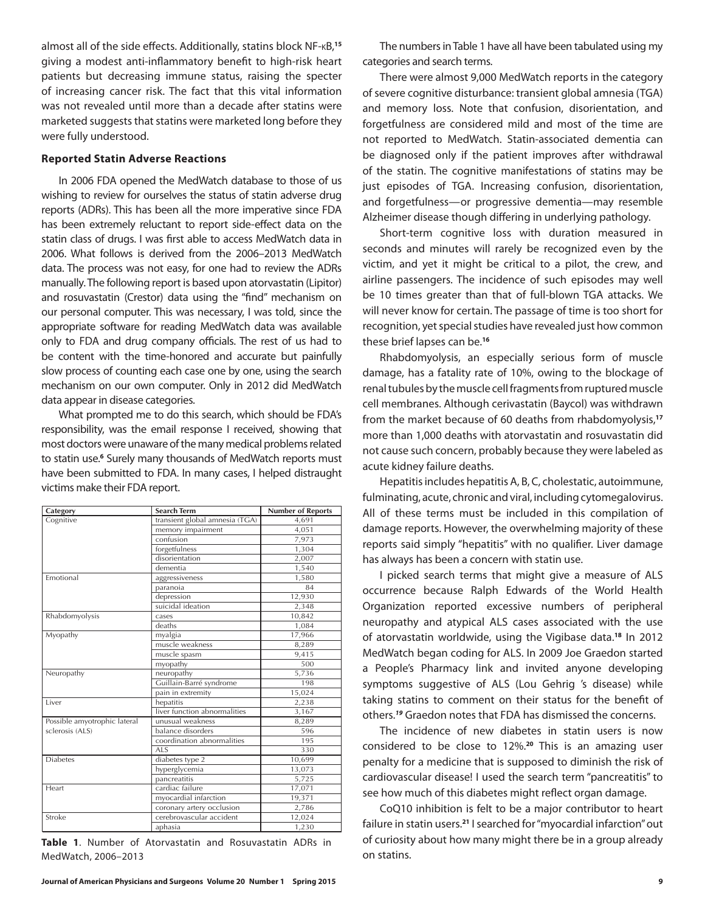almost all of the side effects. Additionally, statins block NF-κB,[15] giving a modest anti-inflammatory benefit to high-risk heart patients but decreasing immune status, raising the specter of increasing cancer risk. The fact that this vital information was not revealed until more than a decade after statins were marketed suggests that statins were marketed long before they were fully understood.

### Reported Statin Adverse Reactions

In 2006 FDA opened the MedWatch database to those of us wishing to review for ourselves the status of statin adverse drug reports (ADRs). This has been all the more imperative since FDA has been extremely reluctant to report side-effect data on the statin class of drugs. I was first able to access MedWatch data in 2006. What follows is derived from the 2006–2013 MedWatch data. The process was not easy, for one had to review the ADRs manually. The following report is based upon atorvastatin (Lipitor) and rosuvastatin (Crestor) data using the "find" mechanism on our personal computer. This was necessary, I was told, since the appropriate software for reading MedWatch data was available only to FDA and drug company officials. The rest of us had to be content with the time-honored and accurate but painfully slow process of counting each case one by one, using the search mechanism on our own computer. Only in 2012 did MedWatch data appear in disease categories.

What prompted me to do this search, which should be FDA's responsibility, was the email response I received, showing that most doctors were unaware of the many medical problems related to statin use.[6] Surely many thousands of MedWatch reports must have been submitted to FDA. In many cases, I helped distraught victims make their FDA report.

| Category | Search Term | Number of Reports |
|---|---|---|
| Cognitive | transient global amnesia (TGA) | 4,691 |
| | memory impairment | 4,051 |
| | confusion | 7,973 |
| | forgetfulness | 1,304 |
| | disorientation | 2,007 |
| | dementia | 1,540 |
| Emotional | aggressiveness | 1,580 |
| | paranoia | 84 |
| | depression | 12,930 |
| | suicidal ideation | 2,348 |
| Rhabdomyolysis | cases | 10,842 |
| | deaths | 1,084 |
| Myopathy | myalgia | 17,966 |
| | muscle weakness | 8,289 |
| | muscle spasm | 9,415 |
| | myopathy | 500 |
| Neuropathy | neuropathy | 5,736 |
| | Guillain-Barré syndrome | 198 |
| | pain in extremity | 15,024 |
| Liver | hepatitis | 2,238 |
| | liver function abnormalities | 3,167 |
| Possible amyotrophic lateral sclerosis (ALS) | unusual weakness | 8,289 |
| | balance disorders | 596 |
| | coordination abnormalities | 195 |
| | ALS | 330 |
| Diabetes | diabetes type 2 | 10,699 |
| | hyperglycemia | 13,073 |
| | pancreatitis | 5,725 |
| Heart | cardiac failure | 17,071 |
| | myocardial infarction | 19,371 |
| | coronary artery occlusion | 2,786 |
| Stroke | cerebrovascular accident | 12,024 |
| | aphasia | 1,230 |

**Table 1**. Number of Atorvastatin and Rosuvastatin ADRs in MedWatch, 2006–2013

The numbers in Table 1 have all have been tabulated using my categories and search terms.

There were almost 9,000 MedWatch reports in the category of severe cognitive disturbance: transient global amnesia (TGA) and memory loss. Note that confusion, disorientation, and forgetfulness are considered mild and most of the time are not reported to MedWatch. Statin-associated dementia can be diagnosed only if the patient improves after withdrawal of the statin. The cognitive manifestations of statins may be just episodes of TGA. Increasing confusion, disorientation, and forgetfulness—or progressive dementia—may resemble Alzheimer disease though differing in underlying pathology.

Short-term cognitive loss with duration measured in seconds and minutes will rarely be recognized even by the victim, and yet it might be critical to a pilot, the crew, and airline passengers. The incidence of such episodes may well be 10 times greater than that of full-blown TGA attacks. We will never know for certain. The passage of time is too short for recognition, yet special studies have revealed just how common these brief lapses can be.[16]

Rhabdomyolysis, an especially serious form of muscle damage, has a fatality rate of 10%, owing to the blockage of renal tubules by the muscle cell fragments from ruptured muscle cell membranes. Although cerivastatin (Baycol) was withdrawn from the market because of 60 deaths from rhabdomyolysis,[17] more than 1,000 deaths with atorvastatin and rosuvastatin did not cause such concern, probably because they were labeled as acute kidney failure deaths.

Hepatitis includes hepatitis A, B, C, cholestatic, autoimmune, fulminating, acute, chronic and viral, including cytomegalovirus. All of these terms must be included in this compilation of damage reports. However, the overwhelming majority of these reports said simply "hepatitis" with no qualifier. Liver damage has always has been a concern with statin use.

I picked search terms that might give a measure of ALS occurrence because Ralph Edwards of the World Health Organization reported excessive numbers of peripheral neuropathy and atypical ALS cases associated with the use of atorvastatin worldwide, using the Vigibase data.[18] In 2012 MedWatch began coding for ALS. In 2009 Joe Graedon started a People's Pharmacy link and invited anyone developing symptoms suggestive of ALS (Lou Gehrig 's disease) while taking statins to comment on their status for the benefit of others.[19] Graedon notes that FDA has dismissed the concerns.

The incidence of new diabetes in statin users is now considered to be close to 12%.[20] This is an amazing user penalty for a medicine that is supposed to diminish the risk of cardiovascular disease! I used the search term "pancreatitis" to see how much of this diabetes might reflect organ damage.

CoQ10 inhibition is felt to be a major contributor to heart failure in statin users.[21] I searched for "myocardial infarction" out of curiosity about how many might there be in a group already on statins.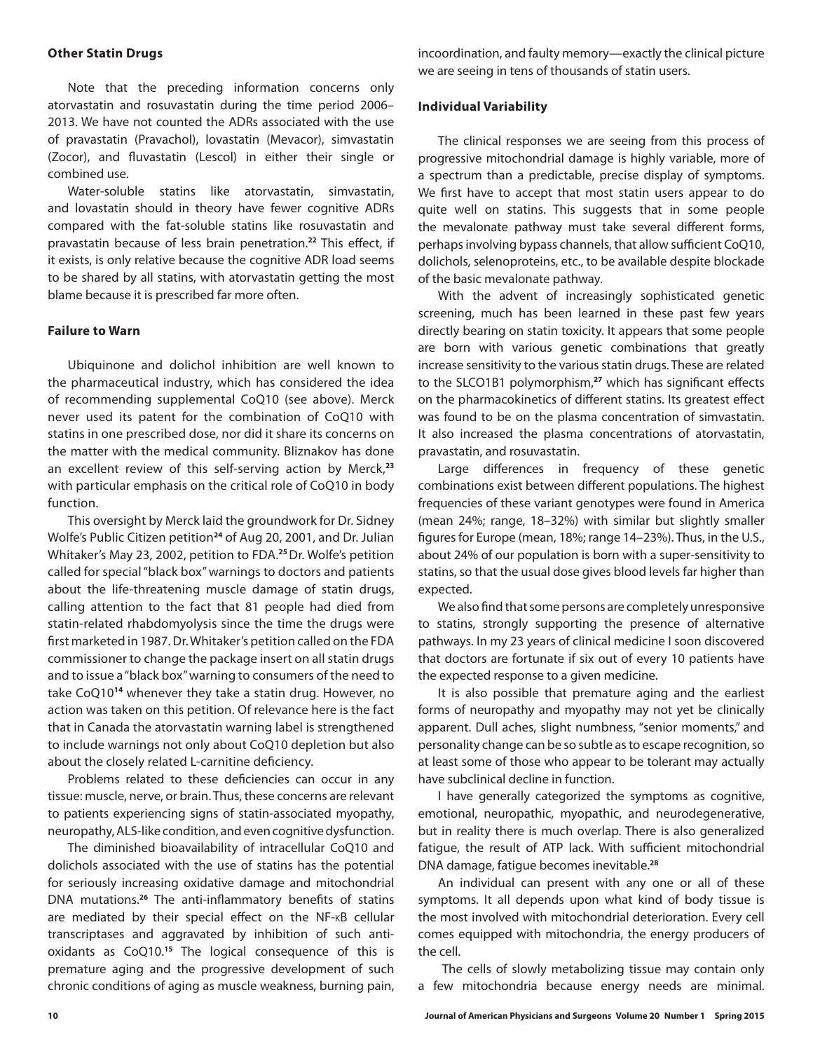### Other Statin Drugs

Note that the preceding information concerns only atorvastatin and rosuvastatin during the time period 2006–2013. We have not counted the ADRs associated with the use of pravastatin (Pravachol), lovastatin (Mevacor), simvastatin (Zocor), and fluvastatin (Lescol) in either their single or combined use.

Water-soluble statins like atorvastatin, simvastatin, and lovastatin should in theory have fewer cognitive ADRs compared with the fat-soluble statins like rosuvastatin and pravastatin because of less brain penetration.[22] This effect, if it exists, is only relative because the cognitive ADR load seems to be shared by all statins, with atorvastatin getting the most blame because it is prescribed far more often.

### Failure to Warn

Ubiquinone and dolichol inhibition are well known to the pharmaceutical industry, which has considered the idea of recommending supplemental CoQ10 (see above). Merck never used its patent for the combination of CoQ10 with statins in one prescribed dose, nor did it share its concerns on the matter with the medical community. Bliznakov has done an excellent review of this self-serving action by Merck,[23] with particular emphasis on the critical role of CoQ10 in body function.

This oversight by Merck laid the groundwork for Dr. Sidney Wolfe's Public Citizen petition[24] of Aug 20, 2001, and Dr. Julian Whitaker's May 23, 2002, petition to FDA.[25] Dr. Wolfe's petition called for special "black box" warnings to doctors and patients about the life-threatening muscle damage of statin drugs, calling attention to the fact that 81 people had died from statin-related rhabdomyolysis since the time the drugs were first marketed in 1987. Dr. Whitaker's petition called on the FDA commissioner to change the package insert on all statin drugs and to issue a "black box" warning to consumers of the need to take CoQ10[14] whenever they take a statin drug. However, no action was taken on this petition. Of relevance here is the fact that in Canada the atorvastatin warning label is strengthened to include warnings not only about CoQ10 depletion but also about the closely related L-carnitine deficiency.

Problems related to these deficiencies can occur in any tissue: muscle, nerve, or brain. Thus, these concerns are relevant to patients experiencing signs of statin-associated myopathy, neuropathy, ALS-like condition, and even cognitive dysfunction.

The diminished bioavailability of intracellular CoQ10 and dolichols associated with the use of statins has the potential for seriously increasing oxidative damage and mitochondrial DNA mutations.[26] The anti-inflammatory benefits of statins are mediated by their special effect on the NF-κB cellular transcriptases and aggravated by inhibition of such antioxidants as CoQ10.[15] The logical consequence of this is premature aging and the progressive development of such chronic conditions of aging as muscle weakness, burning pain, incoordination, and faulty memory—exactly the clinical picture we are seeing in tens of thousands of statin users.

### Individual Variability

The clinical responses we are seeing from this process of progressive mitochondrial damage is highly variable, more of a spectrum than a predictable, precise display of symptoms. We first have to accept that most statin users appear to do quite well on statins. This suggests that in some people the mevalonate pathway must take several different forms, perhaps involving bypass channels, that allow sufficient CoQ10, dolichols, selenoproteins, etc., to be available despite blockade of the basic mevalonate pathway.

With the advent of increasingly sophisticated genetic screening, much has been learned in these past few years directly bearing on statin toxicity. It appears that some people are born with various genetic combinations that greatly increase sensitivity to the various statin drugs. These are related to the SLCO1B1 polymorphism,[27] which has significant effects on the pharmacokinetics of different statins. Its greatest effect was found to be on the plasma concentration of simvastatin. It also increased the plasma concentrations of atorvastatin, pravastatin, and rosuvastatin.

Large differences in frequency of these genetic combinations exist between different populations. The highest frequencies of these variant genotypes were found in America (mean 24%; range, 18–32%) with similar but slightly smaller figures for Europe (mean, 18%; range 14–23%). Thus, in the U.S., about 24% of our population is born with a super-sensitivity to statins, so that the usual dose gives blood levels far higher than expected.

We also find that some persons are completely unresponsive to statins, strongly supporting the presence of alternative pathways. In my 23 years of clinical medicine I soon discovered that doctors are fortunate if six out of every 10 patients have the expected response to a given medicine.

It is also possible that premature aging and the earliest forms of neuropathy and myopathy may not yet be clinically apparent. Dull aches, slight numbness, "senior moments," and personality change can be so subtle as to escape recognition, so at least some of those who appear to be tolerant may actually have subclinical decline in function.

I have generally categorized the symptoms as cognitive, emotional, neuropathic, myopathic, and neurodegenerative, but in reality there is much overlap. There is also generalized fatigue, the result of ATP lack. With sufficient mitochondrial DNA damage, fatigue becomes inevitable.[28]

An individual can present with any one or all of these symptoms. It all depends upon what kind of body tissue is the most involved with mitochondrial deterioration. Every cell comes equipped with mitochondria, the energy producers of the cell.

The cells of slowly metabolizing tissue may contain only a few mitochondria because energy needs are minimal.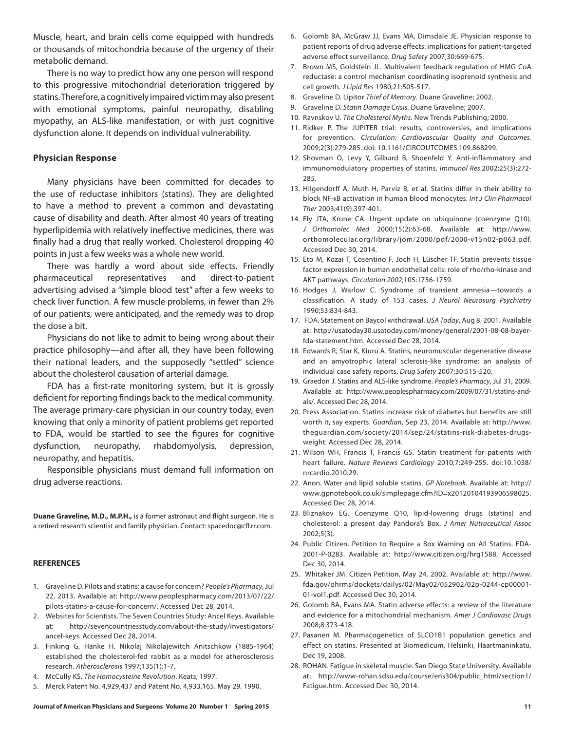Muscle, heart, and brain cells come equipped with hundreds or thousands of mitochondria because of the urgency of their metabolic demand.

There is no way to predict how any one person will respond to this progressive mitochondrial deterioration triggered by statins. Therefore, a cognitively impaired victim may also present with emotional symptoms, painful neuropathy, disabling myopathy, an ALS-like manifestation, or with just cognitive dysfunction alone. It depends on individual vulnerability.

## Physician Response

Many physicians have been committed for decades to the use of reductase inhibitors (statins). They are delighted to have a method to prevent a common and devastating cause of disability and death. After almost 40 years of treating hyperlipidemia with relatively ineffective medicines, there was finally had a drug that really worked. Cholesterol dropping 40 points in just a few weeks was a whole new world.

There was hardly a word about side effects. Friendly pharmaceutical representatives and direct-to-patient advertising advised a "simple blood test" after a few weeks to check liver function. A few muscle problems, in fewer than 2% of our patients, were anticipated, and the remedy was to drop the dose a bit.

Physicians do not like to admit to being wrong about their practice philosophy—and after all, they have been following their national leaders, and the supposedly "settled" science about the cholesterol causation of arterial damage.

FDA has a first-rate monitoring system, but it is grossly deficient for reporting findings back to the medical community. The average primary-care physician in our country today, even knowing that only a minority of patient problems get reported to FDA, would be startled to see the figures for cognitive dysfunction, neuropathy, rhabdomyolysis, depression, neuropathy, and hepatitis.

Responsible physicians must demand full information on drug adverse reactions.

**Duane Graveline, M.D., M.P.H.,** is a former astronaut and flight surgeon. He is a retired research scientist and family physician. Contact: spacedoc@cfl.rr.com.

## REFERENCES

1. Graveline D. Pilots and statins: a cause for concern? *People's Pharmacy*, Jul 22, 2013. Available at: http://www.peoplespharmacy.com/2013/07/22/pilots-statins-a-cause-for-concern/. Accessed Dec 28, 2014.
2. Websites for Scientists. The Seven Countries Study: Ancel Keys. Available at: http://sevencountriesstudy.com/about-the-study/investigators/ancel-keys. Accessed Dec 28, 2014.
3. Finking G, Hanke H. Nikolaj Nikolajewitch Anitschkow (1885-1964) established the cholesterol-fed rabbit as a model for atherosclerosis research. *Atherosclerosis* 1997;135(1):1-7.
4. McCully KS. *The Homocysteine Revolution*. Keats; 1997.
5. Merck Patent No. 4,929,437 and Patent No. 4,933,165. May 29, 1990.
6. Golomb BA, McGraw JJ, Evans MA, Dimsdale JE. Physician response to patient reports of drug adverse effects: implications for patient-targeted adverse effect surveillance. *Drug Safety* 2007;30:669-675.
7. Brown MS, Goldstein JL. Multivalent feedback regulation of HMG CoA reductase: a control mechanism coordinating isoprenoid synthesis and cell growth. *J Lipid Res* 1980;21:505-517.
8. Graveline D. Lipitor *Thief of Memory*. Duane Graveline; 2002.
9. Graveline D. *Statin Damage Crisis*. Duane Graveline; 2007.
10. Ravnskov U. *The Cholesterol Myths*. New Trends Publishing; 2000.
11. Ridker P. The JUPITER trial: results, controversies, and implications for prevention. *Circulation: Cardiovascular Quality and Outcomes*. 2009;2(3):279-285. doi: 10.1161/CIRCOUTCOMES.109.868299.
12. Shovman O, Levy Y, Gilburd B, Shoenfeld Y. Anti-inflammatory and immunomodulatory properties of statins. *Immunol Res*.2002;25(3):272-285.
13. Hilgendorff A, Muth H, Parviz B, et al. Statins differ in their ability to block NF-κB activation in human blood monocytes. *Int J Clin Pharmacol Ther* 2003;41(9):397-401.
14. Ely JTA, Krone CA. Urgent update on ubiquinone (coenzyme Q10). *J Orthomolec Med* 2000;15(2):63-68. Available at: http://www.orthomolecular.org/library/jom/2000/pdf/2000-v15n02-p063.pdf. Accessed Dec 30, 2014.
15. Eto M, Kozai T, Cosentino F, Joch H, Lüscher TF. Statin prevents tissue factor expression in human endothelial cells: role of rho/rho-kinase and AKT pathways. *Circulation 2002*;105:1756-1759.
16. Hodges J, Warlow C. Syndrome of transient amnesia—towards a classification. A study of 153 cases. *J Neurol Neurosurg Psychiatry* 1990;53:834-843.
17. FDA. Statement on Baycol withdrawal. *USA Today*, Aug 8, 2001. Available at: http://usatoday30.usatoday.com/money/general/2001-08-08-bayer-fda-statement.htm. Accessed Dec 28, 2014.
18. Edwards R, Star K, Kiuru A. Statins, neuromuscular degenerative disease and an amyotrophic lateral sclerosis-like syndrome: an analysis of individual case safety reports. *Drug Safety* 2007;30:515-520.
19. Graedon J. Statins and ALS-like syndrome. *People's Pharmacy*, Jul 31, 2009. Available at: http://www.peoplespharmacy.com/2009/07/31/statins-and-als/. Accessed Dec 28, 2014.
20. Press Association. Statins increase risk of diabetes but benefits are still worth it, say experts. *Guardian*, Sep 23, 2014. Available at: http://www.theguardian.com/society/2014/sep/24/statins-risk-diabetes-drugs-weight. Accessed Dec 28, 2014.
21. Wilson WH, Francis T, Francis GS. Statin treatment for patients with heart failure. *Nature Reviews Cardiology* 2010;7:249-255. doi:10.1038/nrcardio.2010.29.
22. Anon. Water and lipid soluble statins. *GP Notebook*. Available at: http://www.gpnotebook.co.uk/simplepage.cfm?ID=x20120104193906598025. Accessed Dec 28, 2014.
23. Bliznakov EG. Coenzyme Q10, lipid-lowering drugs (statins) and cholesterol: a present day Pandora's Box. *J Amer Nutraceutical Assoc* 2002;5(3).
24. Public Citizen. Petition to Require a Box Warning on All Statins. FDA-2001-P-0283. Available at: http://www.citizen.org/hrg1588. Accessed Dec 30, 2014.
25. Whitaker JM. Citizen Petition, May 24, 2002. Available at: http://www.fda.gov/ohrms/dockets/dailys/02/May02/052902/02p-0244-cp00001-01-vol1.pdf. Accessed Dec 30, 2014.
26. Golomb BA, Evans MA. Statin adverse effects: a review of the literature and evidence for a mitochondrial mechanism. *Amer J Cardiovasc Drugs* 2008;8:373-418.
27. Pasanen M. Pharmacogenetics of SLCO1B1 population genetics and effect on statins. Presented at Biomedicum, Helsinki, Haartmaninkatu, Dec 19, 2008.
28. ROHAN. Fatigue in skeletal muscle. San Diego State University. Available at: http://www-rohan.sdsu.edu/course/ens304/public_html/section1/Fatigue.htm. Accessed Dec 30, 2014.